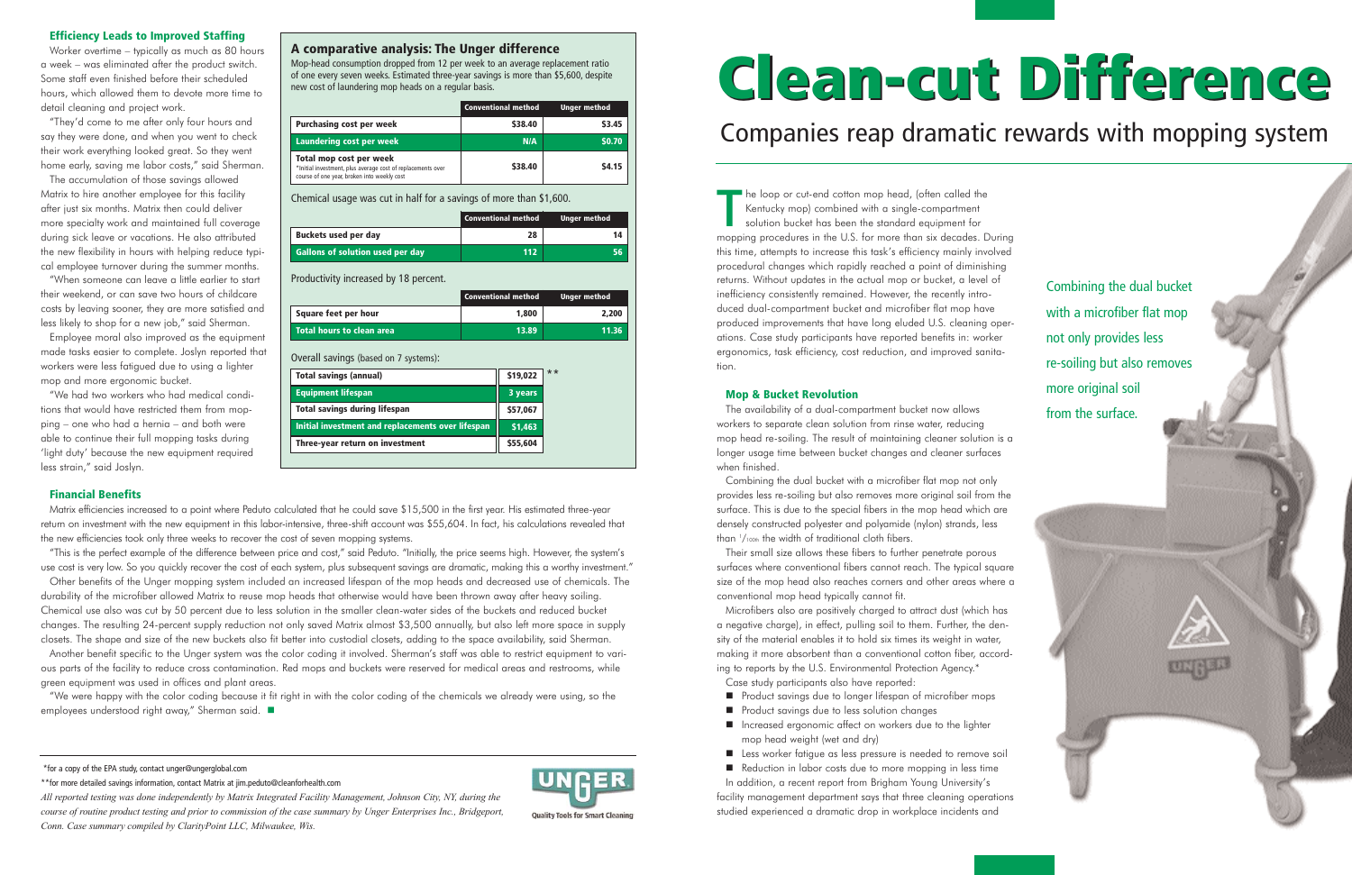# Clean-cut Difference

## Companies reap dramatic rewards with mopping system

The loop or cut-end cotton mop head, (often called the Kentucky mop) combined with a single-compartment solution bucket has been the standard equipment for mopping procedures in the U.S. for more than six decades. During this time, attempts to increase this task's efficiency mainly involved procedural changes which rapidly reached a point of diminishing returns. Without updates in the actual mop or bucket, a level of inefficiency consistently remained. However, the recently introduced dual-compartment bucket and microfiber flat mop have produced improvements that have long eluded U.S. cleaning operations. Case study participants have reported benefits in: worker ergonomics, task efficiency, cost reduction, and improved sanitation.

### Mop & Bucket Revolution

The availability of a dual-compartment bucket now allows workers to separate clean solution from rinse water, reducing mop head re-soiling. The result of maintaining cleaner solution is a longer usage time between bucket changes and cleaner surfaces when finished.

Combining the dual bucket with a microfiber flat mop not only provides less re-soiling but also removes more original soil from the surface. This is due to the special fibers in the mop head which are densely constructed polyester and polyamide (nylon) strands, less than 1/100th the width of traditional cloth fibers.

Their small size allows these fibers to further penetrate porous surfaces where conventional fibers cannot reach. The typical square size of the mop head also reaches corners and other areas where a conventional mop head typically cannot fit.

Microfibers also are positively charged to attract dust (which has a negative charge), in effect, pulling soil to them. Further, the density of the material enables it to hold six times its weight in water, making it more absorbent than a conventional cotton fiber, according to reports by the U.S. Environmental Protection Agency.*

Case study participants also have reported:

- Product savings due to longer lifespan of microfiber mops
- Product savings due to less solution changes
- Increased ergonomic affect on workers due to the lighter mop head weight (wet and dry)
- Less worker fatigue as less pressure is needed to remove soil
- Reduction in labor costs due to more mopping in less time

In addition, a recent report from Brigham Young University's facility management department says that three cleaning operations studied experienced a dramatic drop in workplace incidents and

Combining the dual bucket with a microfiber flat mop not only provides less re-soiling but also removes more original soil from the surface.

### Efficiency Leads to Improved Staffing

Worker overtime – typically as much as 80 hours a week – was eliminated after the product switch. Some staff even finished before their scheduled hours, which allowed them to devote more time to detail cleaning and project work.

"They'd come to me after only four hours and say they were done, and when you went to check their work everything looked great. So they went home early, saving me labor costs," said Sherman.

The accumulation of those savings allowed Matrix to hire another employee for this facility after just six months. Matrix then could deliver more specialty work and maintained full coverage during sick leave or vacations. He also attributed the new flexibility in hours with helping reduce typical employee turnover during the summer months.

"When someone can leave a little earlier to start their weekend, or can save two hours of childcare costs by leaving sooner, they are more satisfied and less likely to shop for a new job," said Sherman.

Employee moral also improved as the equipment made tasks easier to complete. Joslyn reported that workers were less fatigued due to using a lighter mop and more ergonomic bucket.

"We had two workers who had medical conditions that would have restricted them from mopping – one who had a hernia – and both were able to continue their full mopping tasks during 'light duty' because the new equipment required less strain," said Joslyn.

### A comparative analysis: The Unger difference

Mop-head consumption dropped from 12 per week to an average replacement ratio of one every seven weeks. Estimated three-year savings is more than $5,600, despite new cost of laundering mop heads on a regular basis.

| | Conventional method | Unger method |
|---|---|---|
| Purchasing cost per week | $38.40 | $3.45 |
| Laundering cost per week | N/A | $0.70 |
| Total mop cost per week<br>*Initial investment, plus average cost of replacements over course of one year, broken into weekly cost | $38.40 | $4.15 |

Chemical usage was cut in half for a savings of more than $1,600.

| | Conventional method | Unger method |
|---|---|---|
| Buckets used per day | 28 | 14 |
| Gallons of solution used per day | 112 | 56 |

Productivity increased by 18 percent.

| | Conventional method | Unger method |
|---|---|---|
| Square feet per hour | 1,800 | 2,200 |
| Total hours to clean area | 13.89 | 11.36 |

Overall savings (based on 7 systems):

| | |
|---|---|
| Total savings (annual) | $19,022 ** |
| Equipment lifespan | 3 years |
| Total savings during lifespan | $57,067 |
| Initial investment and replacements over lifespan | $1,463 |
| Three-year return on investment | $55,604 |

### Financial Benefits

Matrix efficiencies increased to a point where Peduto calculated that he could save $15,500 in the first year. His estimated three-year return on investment with the new equipment in this labor-intensive, three-shift account was $55,604. In fact, his calculations revealed that the new efficiencies took only three weeks to recover the cost of seven mopping systems.

"This is the perfect example of the difference between price and cost," said Peduto. "Initially, the price seems high. However, the system's use cost is very low. So you quickly recover the cost of each system, plus subsequent savings are dramatic, making this a worthy investment."

Other benefits of the Unger mopping system included an increased lifespan of the mop heads and decreased use of chemicals. The durability of the microfiber allowed Matrix to reuse mop heads that otherwise would have been thrown away after heavy soiling. Chemical use also was cut by 50 percent due to less solution in the smaller clean-water sides of the buckets and reduced bucket changes. The resulting 24-percent supply reduction not only saved Matrix almost $3,500 annually, but also left more space in supply closets. The shape and size of the new buckets also fit better into custodial closets, adding to the space availability, said Sherman.

Another benefit specific to the Unger system was the color coding it involved. Sherman's staff was able to restrict equipment to various parts of the facility to reduce cross contamination. Red mops and buckets were reserved for medical areas and restrooms, while green equipment was used in offices and plant areas.

"We were happy with the color coding because it fit right in with the color coding of the chemicals we already were using, so the employees understood right away," Sherman said. ■

*for a copy of the EPA study, contact unger@ungerglobal.com

**for more detailed savings information, contact Matrix at jim.peduto@cleanforhealth.com

*All reported testing was done independently by Matrix Integrated Facility Management, Johnson City, NY, during the course of routine product testing and prior to commission of the case summary by Unger Enterprises Inc., Bridgeport, Conn. Case summary compiled by ClarityPoint LLC, Milwaukee, Wis.*

UNGER — Quality Tools for Smart Cleaning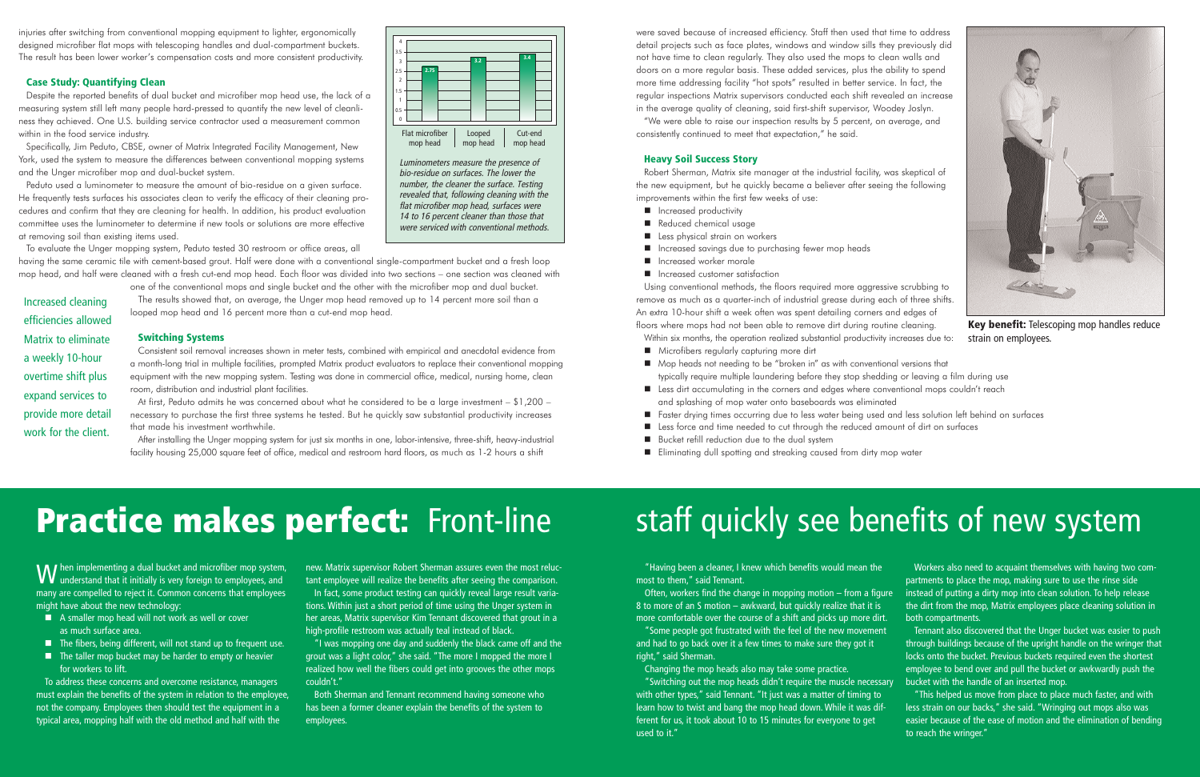injuries after switching from conventional mopping equipment to lighter, ergonomically designed microfiber flat mops with telescoping handles and dual-compartment buckets. The result has been lower worker's compensation costs and more consistent productivity.

### Case Study: Quantifying Clean

Despite the reported benefits of dual bucket and microfiber mop head use, the lack of a measuring system still left many people hard-pressed to quantify the new level of cleanliness they achieved. One U.S. building service contractor used a measurement common within in the food service industry.

Specifically, Jim Peduto, CBSE, owner of Matrix Integrated Facility Management, New York, used the system to measure the differences between conventional mopping systems and the Unger microfiber mop and dual-bucket system.

Peduto used a luminometer to measure the amount of bio-residue on a given surface. He frequently tests surfaces his associates clean to verify the efficacy of their cleaning procedures and confirm that they are cleaning for health. In addition, his product evaluation committee uses the luminometer to determine if new tools or solutions are more effective at removing soil than existing items used.

To evaluate the Unger mopping system, Peduto tested 30 restroom or office areas, all having the same ceramic tile with cement-based grout. Half were done with a conventional single-compartment bucket and a fresh loop mop head, and half were cleaned with a fresh cut-end mop head. Each floor was divided into two sections – one section was cleaned with one of the conventional mops and single bucket and the other with the microfiber mop and dual bucket.

The results showed that, on average, the Unger mop head removed up to 14 percent more soil than a looped mop head and 16 percent more than a cut-end mop head.

4
3.5
3
2.5
2
1.5
1
0.5
0
2.75
3.2
3.4
Flat microfiber mop head
Looped mop head
Cut-end mop head

*Luminometers measure the presence of bio-residue on surfaces. The lower the number, the cleaner the surface. Testing revealed that, following cleaning with the flat microfiber mop head, surfaces were 14 to 16 percent cleaner than those that were serviced with conventional methods.*

Increased cleaning efficiencies allowed Matrix to eliminate a weekly 10-hour overtime shift plus expand services to provide more detail work for the client.

### Switching Systems

Consistent soil removal increases shown in meter tests, combined with empirical and anecdotal evidence from a month-long trial in multiple facilities, prompted Matrix product evaluators to replace their conventional mopping equipment with the new mopping system. Testing was done in commercial office, medical, nursing home, clean room, distribution and industrial plant facilities.

At first, Peduto admits he was concerned about what he considered to be a large investment – $1,200 – necessary to purchase the first three systems he tested. But he quickly saw substantial productivity increases that made his investment worthwhile.

After installing the Unger mopping system for just six months in one, labor-intensive, three-shift, heavy-industrial facility housing 25,000 square feet of office, medical and restroom hard floors, as much as 1-2 hours a shift were saved because of increased efficiency. Staff then used that time to address detail projects such as face plates, windows and window sills they previously did not have time to clean regularly. They also used the mops to clean walls and doors on a more regular basis. These added services, plus the ability to spend more time addressing facility "hot spots" resulted in better service. In fact, the regular inspections Matrix supervisors conducted each shift revealed an increase in the average quality of cleaning, said first-shift supervisor, Woodey Joslyn.

"We were able to raise our inspection results by 5 percent, on average, and consistently continued to meet that expectation," he said.

### Heavy Soil Success Story

Robert Sherman, Matrix site manager at the industrial facility, was skeptical of the new equipment, but he quickly became a believer after seeing the following improvements within the first few weeks of use:

- Increased productivity
- Reduced chemical usage
- Less physical strain on workers
- Increased savings due to purchasing fewer mop heads
- Increased worker morale
- Increased customer satisfaction

Using conventional methods, the floors required more aggressive scrubbing to remove as much as a quarter-inch of industrial grease during each of three shifts. An extra 10-hour shift a week often was spent detailing corners and edges of floors where mops had not been able to remove dirt during routine cleaning.

Within six months, the operation realized substantial productivity increases due to:

- Microfibers regularly capturing more dirt
- Mop heads not needing to be "broken in" as with conventional versions that typically require multiple laundering before they stop shedding or leaving a film during use
- Less dirt accumulating in the corners and edges where conventional mops couldn't reach and splashing of mop water onto baseboards was eliminated
- Faster drying times occurring due to less water being used and less solution left behind on surfaces
- Less force and time needed to cut through the reduced amount of dirt on surfaces
- Bucket refill reduction due to the dual system
- Eliminating dull spotting and streaking caused from dirty mop water

**Key benefit:** Telescoping mop handles reduce strain on employees.

# Practice makes perfect: Front-line staff quickly see benefits of new system

When implementing a dual bucket and microfiber mop system, understand that it initially is very foreign to employees, and many are compelled to reject it. Common concerns that employees might have about the new technology:

- A smaller mop head will not work as well or cover as much surface area.
- The fibers, being different, will not stand up to frequent use.
- The taller mop bucket may be harder to empty or heavier for workers to lift.

To address these concerns and overcome resistance, managers must explain the benefits of the system in relation to the employee, not the company. Employees then should test the equipment in a typical area, mopping half with the old method and half with the new. Matrix supervisor Robert Sherman assures even the most reluctant employee will realize the benefits after seeing the comparison.

In fact, some product testing can quickly reveal large result variations. Within just a short period of time using the Unger system in her areas, Matrix supervisor Kim Tennant discovered that grout in a high-profile restroom was actually teal instead of black.

"I was mopping one day and suddenly the black came off and the grout was a light color," she said. "The more I mopped the more I realized how well the fibers could get into grooves the other mops couldn't."

Both Sherman and Tennant recommend having someone who has been a former cleaner explain the benefits of the system to employees.

"Having been a cleaner, I knew which benefits would mean the most to them," said Tennant.

Often, workers find the change in mopping motion – from a figure 8 to more of an S motion – awkward, but quickly realize that it is more comfortable over the course of a shift and picks up more dirt.

"Some people got frustrated with the feel of the new movement and had to go back over it a few times to make sure they got it right," said Sherman.

Changing the mop heads also may take some practice.

"Switching out the mop heads didn't require the muscle necessary with other types," said Tennant. "It just was a matter of timing to learn how to twist and bang the mop head down. While it was different for us, it took about 10 to 15 minutes for everyone to get used to it."

Workers also need to acquaint themselves with having two compartments to place the mop, making sure to use the rinse side instead of putting a dirty mop into clean solution. To help release the dirt from the mop, Matrix employees place cleaning solution in both compartments.

Tennant also discovered that the Unger bucket was easier to push through buildings because of the upright handle on the wringer that locks onto the bucket. Previous buckets required even the shortest employee to bend over and pull the bucket or awkwardly push the bucket with the handle of an inserted mop.

"This helped us move from place to place much faster, and with less strain on our backs," she said. "Wringing out mops also was easier because of the ease of motion and the elimination of bending to reach the wringer."